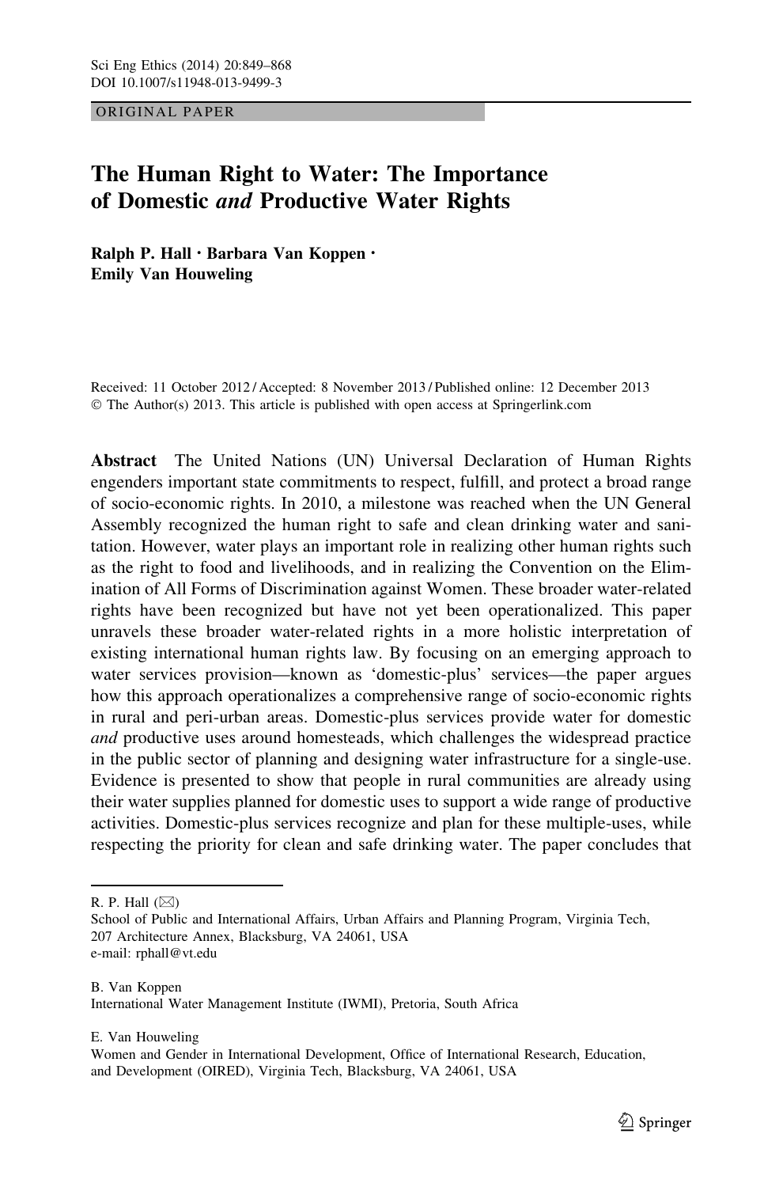ORIGINAL PAPER

# The Human Right to Water: The Importance of Domestic *and* Productive Water Rights

**Ralph P. Hall · Barbara Van Koppen · Emily Van Houweling**

Received: 11 October 2012 / Accepted: 8 November 2013 / Published online: 12 December 2013
© The Author(s) 2013. This article is published with open access at Springerlink.com

**Abstract** The United Nations (UN) Universal Declaration of Human Rights engenders important state commitments to respect, fulfill, and protect a broad range of socio-economic rights. In 2010, a milestone was reached when the UN General Assembly recognized the human right to safe and clean drinking water and sanitation. However, water plays an important role in realizing other human rights such as the right to food and livelihoods, and in realizing the Convention on the Elimination of All Forms of Discrimination against Women. These broader water-related rights have been recognized but have not yet been operationalized. This paper unravels these broader water-related rights in a more holistic interpretation of existing international human rights law. By focusing on an emerging approach to water services provision—known as 'domestic-plus' services—the paper argues how this approach operationalizes a comprehensive range of socio-economic rights in rural and peri-urban areas. Domestic-plus services provide water for domestic *and* productive uses around homesteads, which challenges the widespread practice in the public sector of planning and designing water infrastructure for a single-use. Evidence is presented to show that people in rural communities are already using their water supplies planned for domestic uses to support a wide range of productive activities. Domestic-plus services recognize and plan for these multiple-uses, while respecting the priority for clean and safe drinking water. The paper concludes that

---

R. P. Hall (✉)
School of Public and International Affairs, Urban Affairs and Planning Program, Virginia Tech, 207 Architecture Annex, Blacksburg, VA 24061, USA
e-mail: rphall@vt.edu

B. Van Koppen
International Water Management Institute (IWMI), Pretoria, South Africa

E. Van Houweling
Women and Gender in International Development, Office of International Research, Education, and Development (OIRED), Virginia Tech, Blacksburg, VA 24061, USA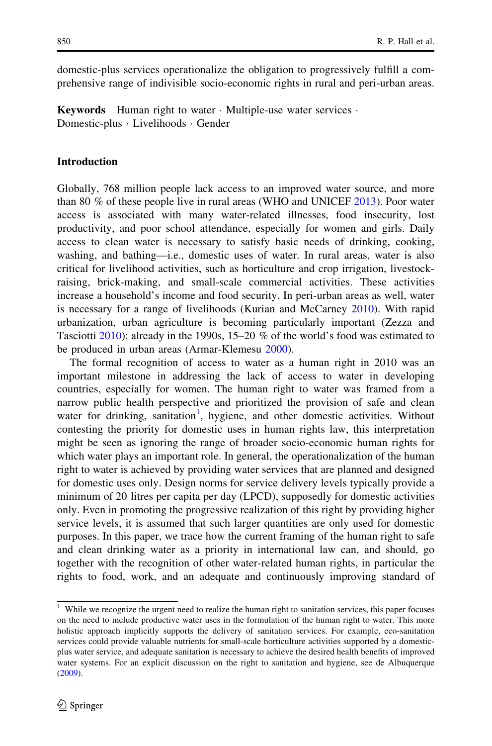domestic-plus services operationalize the obligation to progressively fulfill a comprehensive range of indivisible socio-economic rights in rural and peri-urban areas.

**Keywords** Human right to water · Multiple-use water services · Domestic-plus · Livelihoods · Gender

## Introduction

Globally, 768 million people lack access to an improved water source, and more than 80 % of these people live in rural areas (WHO and UNICEF 2013). Poor water access is associated with many water-related illnesses, food insecurity, lost productivity, and poor school attendance, especially for women and girls. Daily access to clean water is necessary to satisfy basic needs of drinking, cooking, washing, and bathing—i.e., domestic uses of water. In rural areas, water is also critical for livelihood activities, such as horticulture and crop irrigation, livestock-raising, brick-making, and small-scale commercial activities. These activities increase a household's income and food security. In peri-urban areas as well, water is necessary for a range of livelihoods (Kurian and McCarney 2010). With rapid urbanization, urban agriculture is becoming particularly important (Zezza and Tasciotti 2010): already in the 1990s, 15–20 % of the world's food was estimated to be produced in urban areas (Armar-Klemesu 2000).

The formal recognition of access to water as a human right in 2010 was an important milestone in addressing the lack of access to water in developing countries, especially for women. The human right to water was framed from a narrow public health perspective and prioritized the provision of safe and clean water for drinking, sanitation[1], hygiene, and other domestic activities. Without contesting the priority for domestic uses in human rights law, this interpretation might be seen as ignoring the range of broader socio-economic human rights for which water plays an important role. In general, the operationalization of the human right to water is achieved by providing water services that are planned and designed for domestic uses only. Design norms for service delivery levels typically provide a minimum of 20 litres per capita per day (LPCD), supposedly for domestic activities only. Even in promoting the progressive realization of this right by providing higher service levels, it is assumed that such larger quantities are only used for domestic purposes. In this paper, we trace how the current framing of the human right to safe and clean drinking water as a priority in international law can, and should, go together with the recognition of other water-related human rights, in particular the rights to food, work, and an adequate and continuously improving standard of

[1] While we recognize the urgent need to realize the human right to sanitation services, this paper focuses on the need to include productive water uses in the formulation of the human right to water. This more holistic approach implicitly supports the delivery of sanitation services. For example, eco-sanitation services could provide valuable nutrients for small-scale horticulture activities supported by a domestic-plus water service, and adequate sanitation is necessary to achieve the desired health benefits of improved water systems. For an explicit discussion on the right to sanitation and hygiene, see de Albuquerque (2009).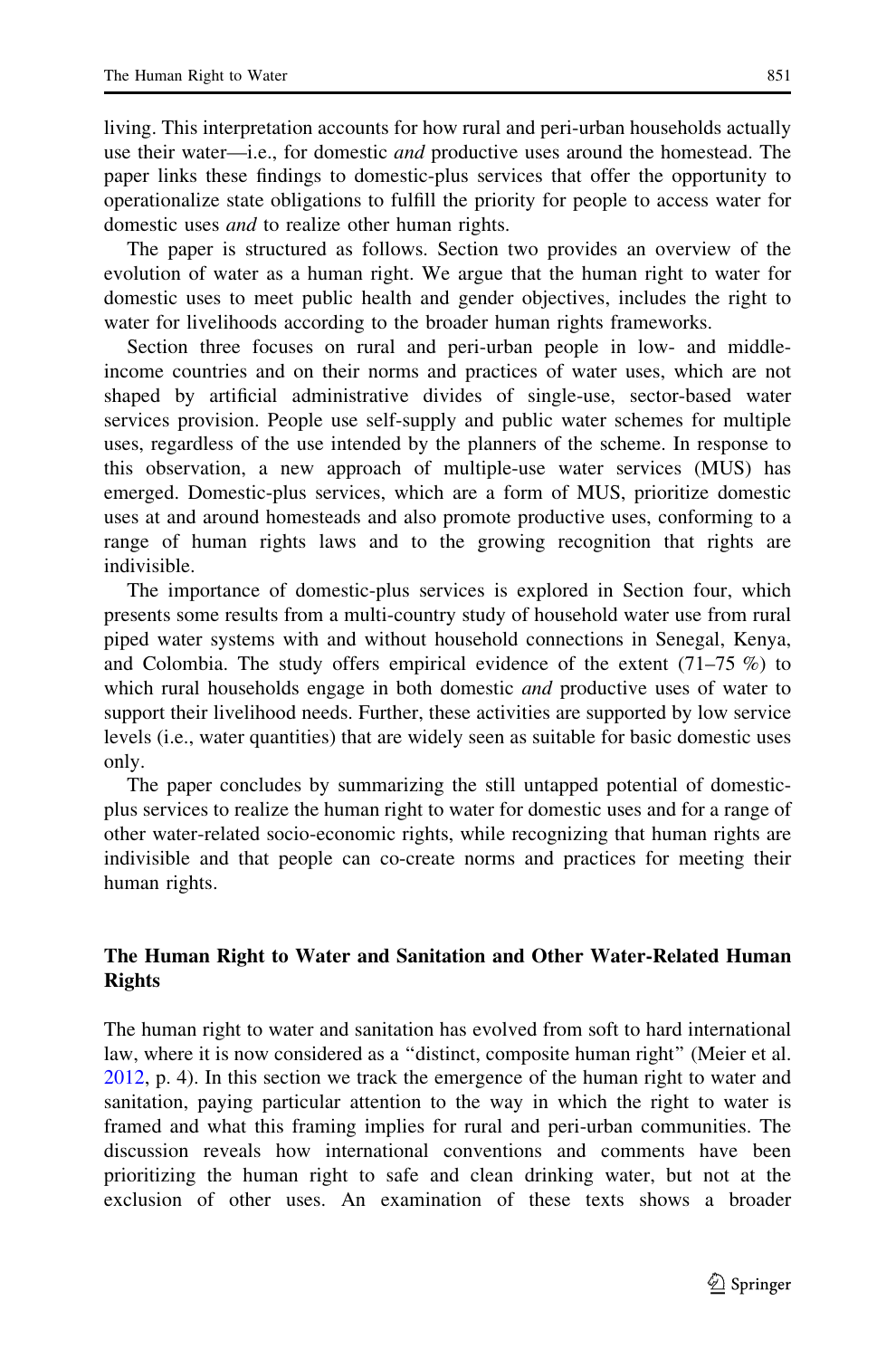living. This interpretation accounts for how rural and peri-urban households actually use their water—i.e., for domestic *and* productive uses around the homestead. The paper links these findings to domestic-plus services that offer the opportunity to operationalize state obligations to fulfill the priority for people to access water for domestic uses *and* to realize other human rights.

The paper is structured as follows. Section two provides an overview of the evolution of water as a human right. We argue that the human right to water for domestic uses to meet public health and gender objectives, includes the right to water for livelihoods according to the broader human rights frameworks.

Section three focuses on rural and peri-urban people in low- and middle-income countries and on their norms and practices of water uses, which are not shaped by artificial administrative divides of single-use, sector-based water services provision. People use self-supply and public water schemes for multiple uses, regardless of the use intended by the planners of the scheme. In response to this observation, a new approach of multiple-use water services (MUS) has emerged. Domestic-plus services, which are a form of MUS, prioritize domestic uses at and around homesteads and also promote productive uses, conforming to a range of human rights laws and to the growing recognition that rights are indivisible.

The importance of domestic-plus services is explored in Section four, which presents some results from a multi-country study of household water use from rural piped water systems with and without household connections in Senegal, Kenya, and Colombia. The study offers empirical evidence of the extent (71–75 %) to which rural households engage in both domestic *and* productive uses of water to support their livelihood needs. Further, these activities are supported by low service levels (i.e., water quantities) that are widely seen as suitable for basic domestic uses only.

The paper concludes by summarizing the still untapped potential of domestic-plus services to realize the human right to water for domestic uses and for a range of other water-related socio-economic rights, while recognizing that human rights are indivisible and that people can co-create norms and practices for meeting their human rights.

## The Human Right to Water and Sanitation and Other Water-Related Human Rights

The human right to water and sanitation has evolved from soft to hard international law, where it is now considered as a "distinct, composite human right" (Meier et al. 2012, p. 4). In this section we track the emergence of the human right to water and sanitation, paying particular attention to the way in which the right to water is framed and what this framing implies for rural and peri-urban communities. The discussion reveals how international conventions and comments have been prioritizing the human right to safe and clean drinking water, but not at the exclusion of other uses. An examination of these texts shows a broader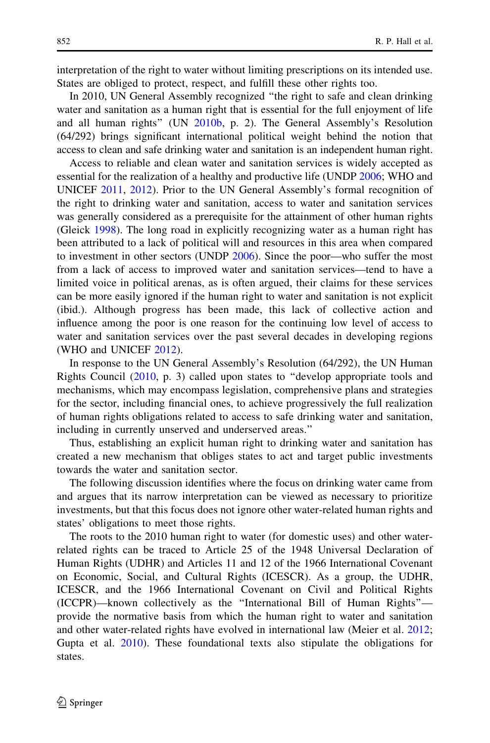interpretation of the right to water without limiting prescriptions on its intended use. States are obliged to protect, respect, and fulfill these other rights too.

In 2010, UN General Assembly recognized "the right to safe and clean drinking water and sanitation as a human right that is essential for the full enjoyment of life and all human rights" (UN 2010b, p. 2). The General Assembly's Resolution (64/292) brings significant international political weight behind the notion that access to clean and safe drinking water and sanitation is an independent human right.

Access to reliable and clean water and sanitation services is widely accepted as essential for the realization of a healthy and productive life (UNDP 2006; WHO and UNICEF 2011, 2012). Prior to the UN General Assembly's formal recognition of the right to drinking water and sanitation, access to water and sanitation services was generally considered as a prerequisite for the attainment of other human rights (Gleick 1998). The long road in explicitly recognizing water as a human right has been attributed to a lack of political will and resources in this area when compared to investment in other sectors (UNDP 2006). Since the poor—who suffer the most from a lack of access to improved water and sanitation services—tend to have a limited voice in political arenas, as is often argued, their claims for these services can be more easily ignored if the human right to water and sanitation is not explicit (ibid.). Although progress has been made, this lack of collective action and influence among the poor is one reason for the continuing low level of access to water and sanitation services over the past several decades in developing regions (WHO and UNICEF 2012).

In response to the UN General Assembly's Resolution (64/292), the UN Human Rights Council (2010, p. 3) called upon states to "develop appropriate tools and mechanisms, which may encompass legislation, comprehensive plans and strategies for the sector, including financial ones, to achieve progressively the full realization of human rights obligations related to access to safe drinking water and sanitation, including in currently unserved and underserved areas."

Thus, establishing an explicit human right to drinking water and sanitation has created a new mechanism that obliges states to act and target public investments towards the water and sanitation sector.

The following discussion identifies where the focus on drinking water came from and argues that its narrow interpretation can be viewed as necessary to prioritize investments, but that this focus does not ignore other water-related human rights and states' obligations to meet those rights.

The roots to the 2010 human right to water (for domestic uses) and other water-related rights can be traced to Article 25 of the 1948 Universal Declaration of Human Rights (UDHR) and Articles 11 and 12 of the 1966 International Covenant on Economic, Social, and Cultural Rights (ICESCR). As a group, the UDHR, ICESCR, and the 1966 International Covenant on Civil and Political Rights (ICCPR)—known collectively as the "International Bill of Human Rights"—provide the normative basis from which the human right to water and sanitation and other water-related rights have evolved in international law (Meier et al. 2012; Gupta et al. 2010). These foundational texts also stipulate the obligations for states.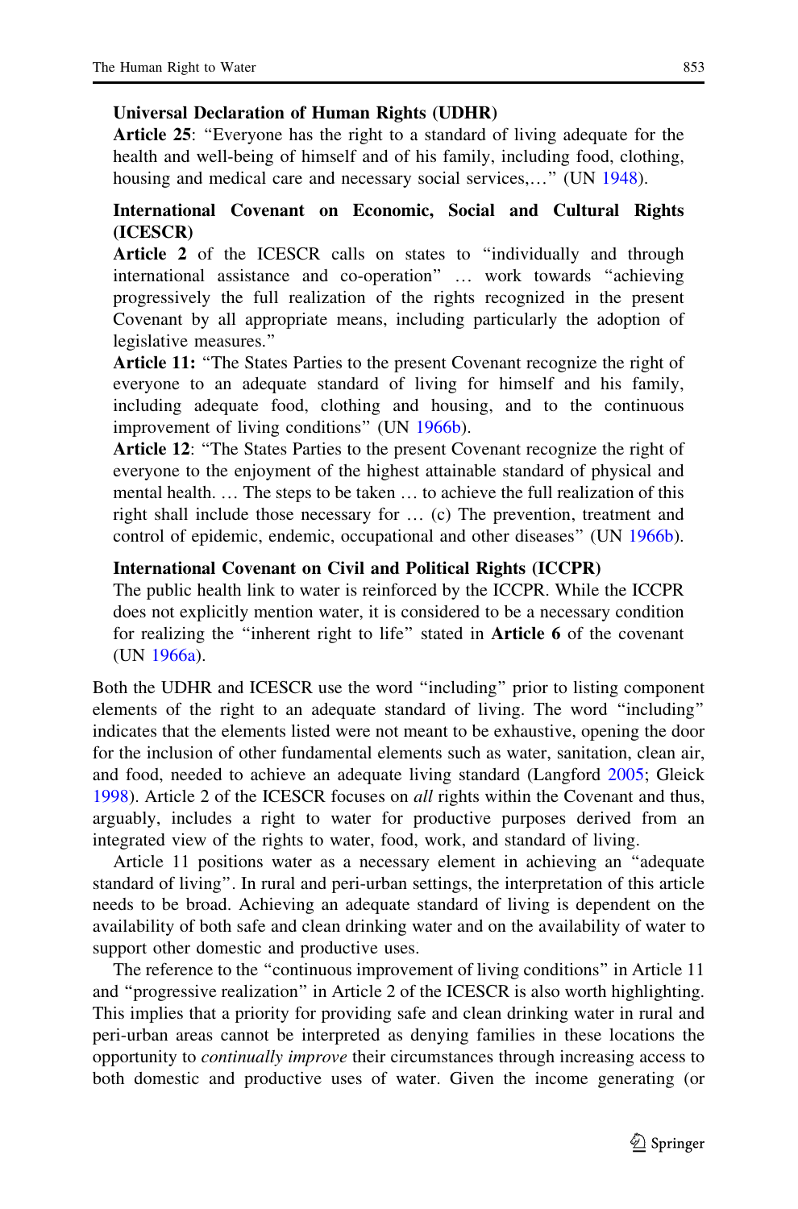**Universal Declaration of Human Rights (UDHR)**

**Article 25**: "Everyone has the right to a standard of living adequate for the health and well-being of himself and of his family, including food, clothing, housing and medical care and necessary social services,…" (UN 1948).

**International Covenant on Economic, Social and Cultural Rights (ICESCR)**

**Article 2** of the ICESCR calls on states to "individually and through international assistance and co-operation" … work towards "achieving progressively the full realization of the rights recognized in the present Covenant by all appropriate means, including particularly the adoption of legislative measures."

**Article 11:** "The States Parties to the present Covenant recognize the right of everyone to an adequate standard of living for himself and his family, including adequate food, clothing and housing, and to the continuous improvement of living conditions" (UN 1966b).

**Article 12**: "The States Parties to the present Covenant recognize the right of everyone to the enjoyment of the highest attainable standard of physical and mental health. … The steps to be taken … to achieve the full realization of this right shall include those necessary for … (c) The prevention, treatment and control of epidemic, endemic, occupational and other diseases" (UN 1966b).

**International Covenant on Civil and Political Rights (ICCPR)**

The public health link to water is reinforced by the ICCPR. While the ICCPR does not explicitly mention water, it is considered to be a necessary condition for realizing the "inherent right to life" stated in **Article 6** of the covenant (UN 1966a).

Both the UDHR and ICESCR use the word "including" prior to listing component elements of the right to an adequate standard of living. The word "including" indicates that the elements listed were not meant to be exhaustive, opening the door for the inclusion of other fundamental elements such as water, sanitation, clean air, and food, needed to achieve an adequate living standard (Langford 2005; Gleick 1998). Article 2 of the ICESCR focuses on *all* rights within the Covenant and thus, arguably, includes a right to water for productive purposes derived from an integrated view of the rights to water, food, work, and standard of living.

Article 11 positions water as a necessary element in achieving an "adequate standard of living". In rural and peri-urban settings, the interpretation of this article needs to be broad. Achieving an adequate standard of living is dependent on the availability of both safe and clean drinking water and on the availability of water to support other domestic and productive uses.

The reference to the "continuous improvement of living conditions" in Article 11 and "progressive realization" in Article 2 of the ICESCR is also worth highlighting. This implies that a priority for providing safe and clean drinking water in rural and peri-urban areas cannot be interpreted as denying families in these locations the opportunity to *continually improve* their circumstances through increasing access to both domestic and productive uses of water. Given the income generating (or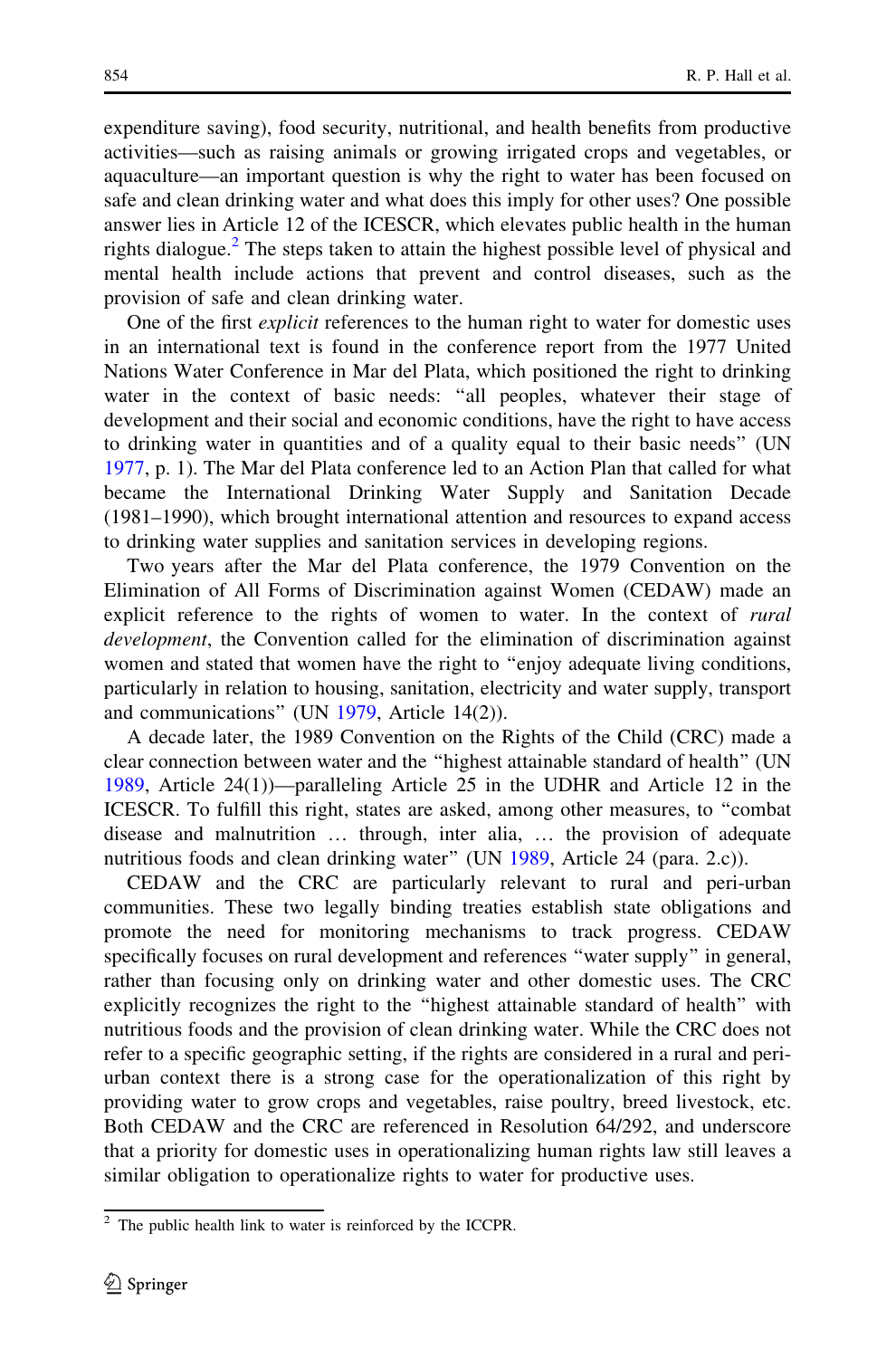expenditure saving), food security, nutritional, and health benefits from productive activities—such as raising animals or growing irrigated crops and vegetables, or aquaculture—an important question is why the right to water has been focused on safe and clean drinking water and what does this imply for other uses? One possible answer lies in Article 12 of the ICESCR, which elevates public health in the human rights dialogue.[2] The steps taken to attain the highest possible level of physical and mental health include actions that prevent and control diseases, such as the provision of safe and clean drinking water.

One of the first *explicit* references to the human right to water for domestic uses in an international text is found in the conference report from the 1977 United Nations Water Conference in Mar del Plata, which positioned the right to drinking water in the context of basic needs: "all peoples, whatever their stage of development and their social and economic conditions, have the right to have access to drinking water in quantities and of a quality equal to their basic needs" (UN 1977, p. 1). The Mar del Plata conference led to an Action Plan that called for what became the International Drinking Water Supply and Sanitation Decade (1981–1990), which brought international attention and resources to expand access to drinking water supplies and sanitation services in developing regions.

Two years after the Mar del Plata conference, the 1979 Convention on the Elimination of All Forms of Discrimination against Women (CEDAW) made an explicit reference to the rights of women to water. In the context of *rural development*, the Convention called for the elimination of discrimination against women and stated that women have the right to "enjoy adequate living conditions, particularly in relation to housing, sanitation, electricity and water supply, transport and communications" (UN 1979, Article 14(2)).

A decade later, the 1989 Convention on the Rights of the Child (CRC) made a clear connection between water and the "highest attainable standard of health" (UN 1989, Article 24(1))—paralleling Article 25 in the UDHR and Article 12 in the ICESCR. To fulfill this right, states are asked, among other measures, to "combat disease and malnutrition … through, inter alia, … the provision of adequate nutritious foods and clean drinking water" (UN 1989, Article 24 (para. 2.c)).

CEDAW and the CRC are particularly relevant to rural and peri-urban communities. These two legally binding treaties establish state obligations and promote the need for monitoring mechanisms to track progress. CEDAW specifically focuses on rural development and references "water supply" in general, rather than focusing only on drinking water and other domestic uses. The CRC explicitly recognizes the right to the "highest attainable standard of health" with nutritious foods and the provision of clean drinking water. While the CRC does not refer to a specific geographic setting, if the rights are considered in a rural and peri-urban context there is a strong case for the operationalization of this right by providing water to grow crops and vegetables, raise poultry, breed livestock, etc. Both CEDAW and the CRC are referenced in Resolution 64/292, and underscore that a priority for domestic uses in operationalizing human rights law still leaves a similar obligation to operationalize rights to water for productive uses.

[2] The public health link to water is reinforced by the ICCPR.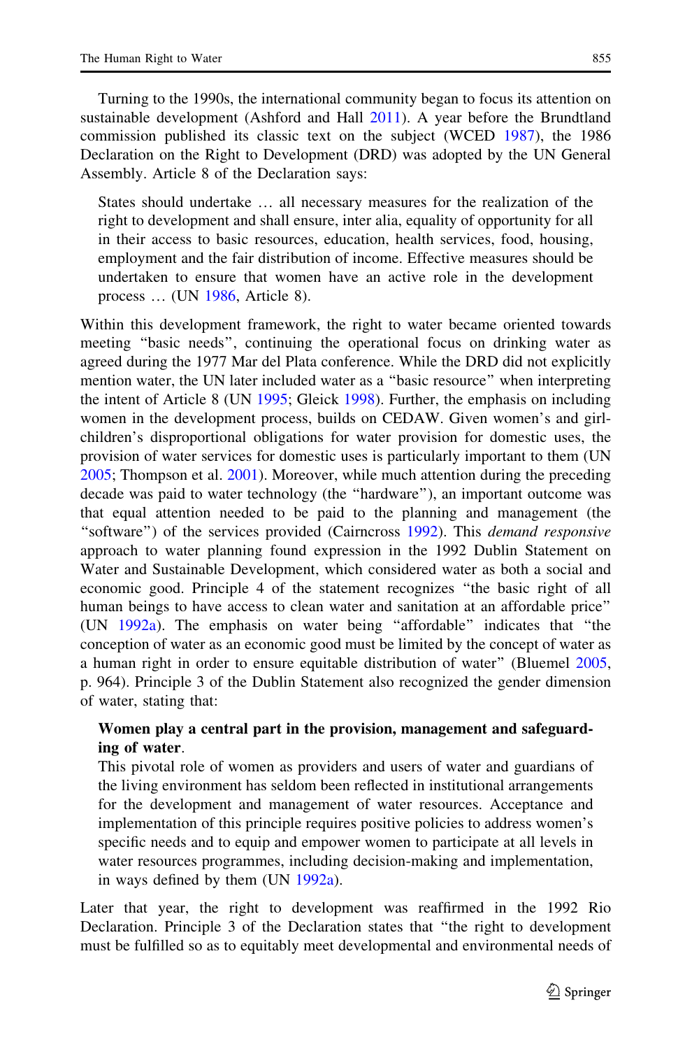Turning to the 1990s, the international community began to focus its attention on sustainable development (Ashford and Hall 2011). A year before the Brundtland commission published its classic text on the subject (WCED 1987), the 1986 Declaration on the Right to Development (DRD) was adopted by the UN General Assembly. Article 8 of the Declaration says:

> States should undertake … all necessary measures for the realization of the right to development and shall ensure, inter alia, equality of opportunity for all in their access to basic resources, education, health services, food, housing, employment and the fair distribution of income. Effective measures should be undertaken to ensure that women have an active role in the development process … (UN 1986, Article 8).

Within this development framework, the right to water became oriented towards meeting "basic needs", continuing the operational focus on drinking water as agreed during the 1977 Mar del Plata conference. While the DRD did not explicitly mention water, the UN later included water as a "basic resource" when interpreting the intent of Article 8 (UN 1995; Gleick 1998). Further, the emphasis on including women in the development process, builds on CEDAW. Given women's and girl-children's disproportional obligations for water provision for domestic uses, the provision of water services for domestic uses is particularly important to them (UN 2005; Thompson et al. 2001). Moreover, while much attention during the preceding decade was paid to water technology (the "hardware"), an important outcome was that equal attention needed to be paid to the planning and management (the "software") of the services provided (Cairncross 1992). This *demand responsive* approach to water planning found expression in the 1992 Dublin Statement on Water and Sustainable Development, which considered water as both a social and economic good. Principle 4 of the statement recognizes "the basic right of all human beings to have access to clean water and sanitation at an affordable price" (UN 1992a). The emphasis on water being "affordable" indicates that "the conception of water as an economic good must be limited by the concept of water as a human right in order to ensure equitable distribution of water" (Bluemel 2005, p. 964). Principle 3 of the Dublin Statement also recognized the gender dimension of water, stating that:

> **Women play a central part in the provision, management and safeguarding of water**.
> This pivotal role of women as providers and users of water and guardians of the living environment has seldom been reflected in institutional arrangements for the development and management of water resources. Acceptance and implementation of this principle requires positive policies to address women's specific needs and to equip and empower women to participate at all levels in water resources programmes, including decision-making and implementation, in ways defined by them (UN 1992a).

Later that year, the right to development was reaffirmed in the 1992 Rio Declaration. Principle 3 of the Declaration states that "the right to development must be fulfilled so as to equitably meet developmental and environmental needs of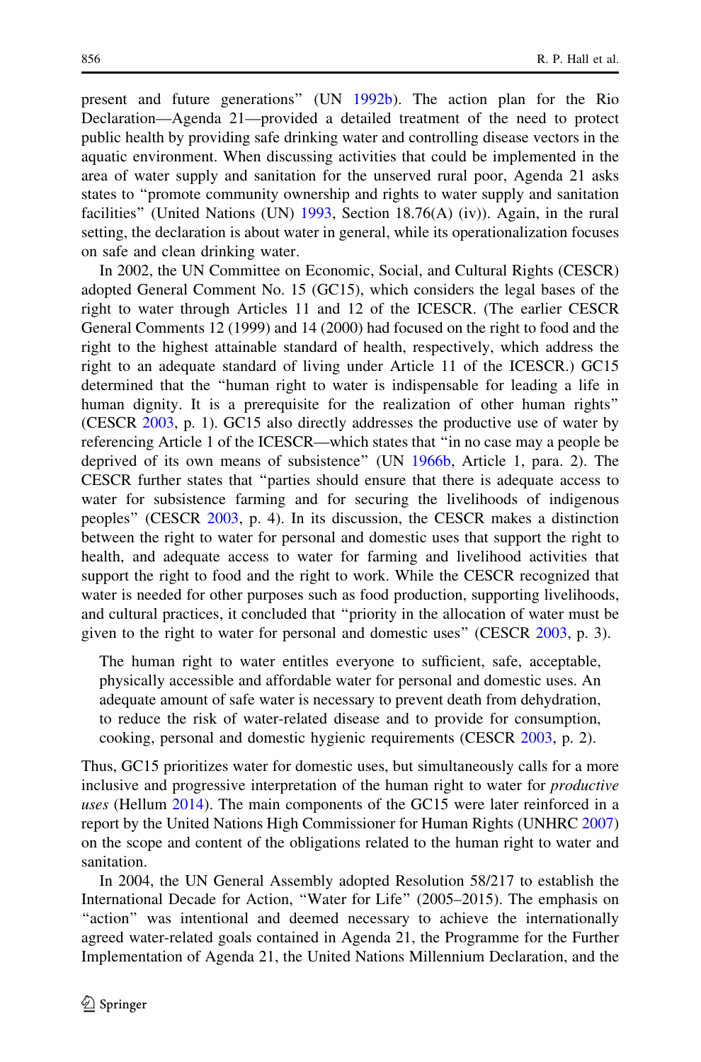present and future generations" (UN 1992b). The action plan for the Rio Declaration—Agenda 21—provided a detailed treatment of the need to protect public health by providing safe drinking water and controlling disease vectors in the aquatic environment. When discussing activities that could be implemented in the area of water supply and sanitation for the unserved rural poor, Agenda 21 asks states to "promote community ownership and rights to water supply and sanitation facilities" (United Nations (UN) 1993, Section 18.76(A) (iv)). Again, in the rural setting, the declaration is about water in general, while its operationalization focuses on safe and clean drinking water.

In 2002, the UN Committee on Economic, Social, and Cultural Rights (CESCR) adopted General Comment No. 15 (GC15), which considers the legal bases of the right to water through Articles 11 and 12 of the ICESCR. (The earlier CESCR General Comments 12 (1999) and 14 (2000) had focused on the right to food and the right to the highest attainable standard of health, respectively, which address the right to an adequate standard of living under Article 11 of the ICESCR.) GC15 determined that the "human right to water is indispensable for leading a life in human dignity. It is a prerequisite for the realization of other human rights" (CESCR 2003, p. 1). GC15 also directly addresses the productive use of water by referencing Article 1 of the ICESCR—which states that "in no case may a people be deprived of its own means of subsistence" (UN 1966b, Article 1, para. 2). The CESCR further states that "parties should ensure that there is adequate access to water for subsistence farming and for securing the livelihoods of indigenous peoples" (CESCR 2003, p. 4). In its discussion, the CESCR makes a distinction between the right to water for personal and domestic uses that support the right to health, and adequate access to water for farming and livelihood activities that support the right to food and the right to work. While the CESCR recognized that water is needed for other purposes such as food production, supporting livelihoods, and cultural practices, it concluded that "priority in the allocation of water must be given to the right to water for personal and domestic uses" (CESCR 2003, p. 3).

> The human right to water entitles everyone to sufficient, safe, acceptable, physically accessible and affordable water for personal and domestic uses. An adequate amount of safe water is necessary to prevent death from dehydration, to reduce the risk of water-related disease and to provide for consumption, cooking, personal and domestic hygienic requirements (CESCR 2003, p. 2).

Thus, GC15 prioritizes water for domestic uses, but simultaneously calls for a more inclusive and progressive interpretation of the human right to water for *productive uses* (Hellum 2014). The main components of the GC15 were later reinforced in a report by the United Nations High Commissioner for Human Rights (UNHRC 2007) on the scope and content of the obligations related to the human right to water and sanitation.

In 2004, the UN General Assembly adopted Resolution 58/217 to establish the International Decade for Action, "Water for Life" (2005–2015). The emphasis on "action" was intentional and deemed necessary to achieve the internationally agreed water-related goals contained in Agenda 21, the Programme for the Further Implementation of Agenda 21, the United Nations Millennium Declaration, and the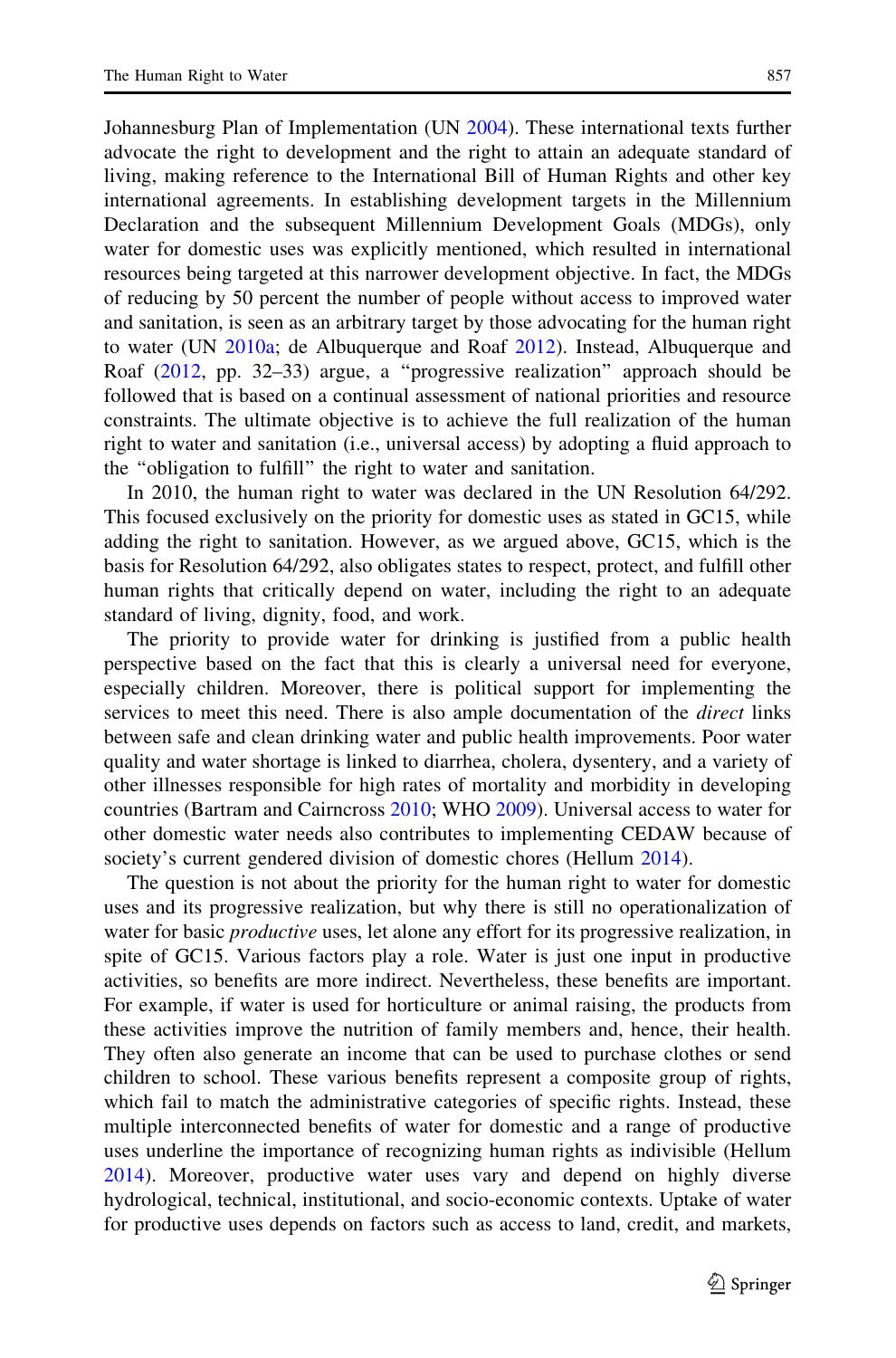Johannesburg Plan of Implementation (UN 2004). These international texts further advocate the right to development and the right to attain an adequate standard of living, making reference to the International Bill of Human Rights and other key international agreements. In establishing development targets in the Millennium Declaration and the subsequent Millennium Development Goals (MDGs), only water for domestic uses was explicitly mentioned, which resulted in international resources being targeted at this narrower development objective. In fact, the MDGs of reducing by 50 percent the number of people without access to improved water and sanitation, is seen as an arbitrary target by those advocating for the human right to water (UN 2010a; de Albuquerque and Roaf 2012). Instead, Albuquerque and Roaf (2012, pp. 32–33) argue, a "progressive realization" approach should be followed that is based on a continual assessment of national priorities and resource constraints. The ultimate objective is to achieve the full realization of the human right to water and sanitation (i.e., universal access) by adopting a fluid approach to the "obligation to fulfill" the right to water and sanitation.

In 2010, the human right to water was declared in the UN Resolution 64/292. This focused exclusively on the priority for domestic uses as stated in GC15, while adding the right to sanitation. However, as we argued above, GC15, which is the basis for Resolution 64/292, also obligates states to respect, protect, and fulfill other human rights that critically depend on water, including the right to an adequate standard of living, dignity, food, and work.

The priority to provide water for drinking is justified from a public health perspective based on the fact that this is clearly a universal need for everyone, especially children. Moreover, there is political support for implementing the services to meet this need. There is also ample documentation of the *direct* links between safe and clean drinking water and public health improvements. Poor water quality and water shortage is linked to diarrhea, cholera, dysentery, and a variety of other illnesses responsible for high rates of mortality and morbidity in developing countries (Bartram and Cairncross 2010; WHO 2009). Universal access to water for other domestic water needs also contributes to implementing CEDAW because of society's current gendered division of domestic chores (Hellum 2014).

The question is not about the priority for the human right to water for domestic uses and its progressive realization, but why there is still no operationalization of water for basic *productive* uses, let alone any effort for its progressive realization, in spite of GC15. Various factors play a role. Water is just one input in productive activities, so benefits are more indirect. Nevertheless, these benefits are important. For example, if water is used for horticulture or animal raising, the products from these activities improve the nutrition of family members and, hence, their health. They often also generate an income that can be used to purchase clothes or send children to school. These various benefits represent a composite group of rights, which fail to match the administrative categories of specific rights. Instead, these multiple interconnected benefits of water for domestic and a range of productive uses underline the importance of recognizing human rights as indivisible (Hellum 2014). Moreover, productive water uses vary and depend on highly diverse hydrological, technical, institutional, and socio-economic contexts. Uptake of water for productive uses depends on factors such as access to land, credit, and markets,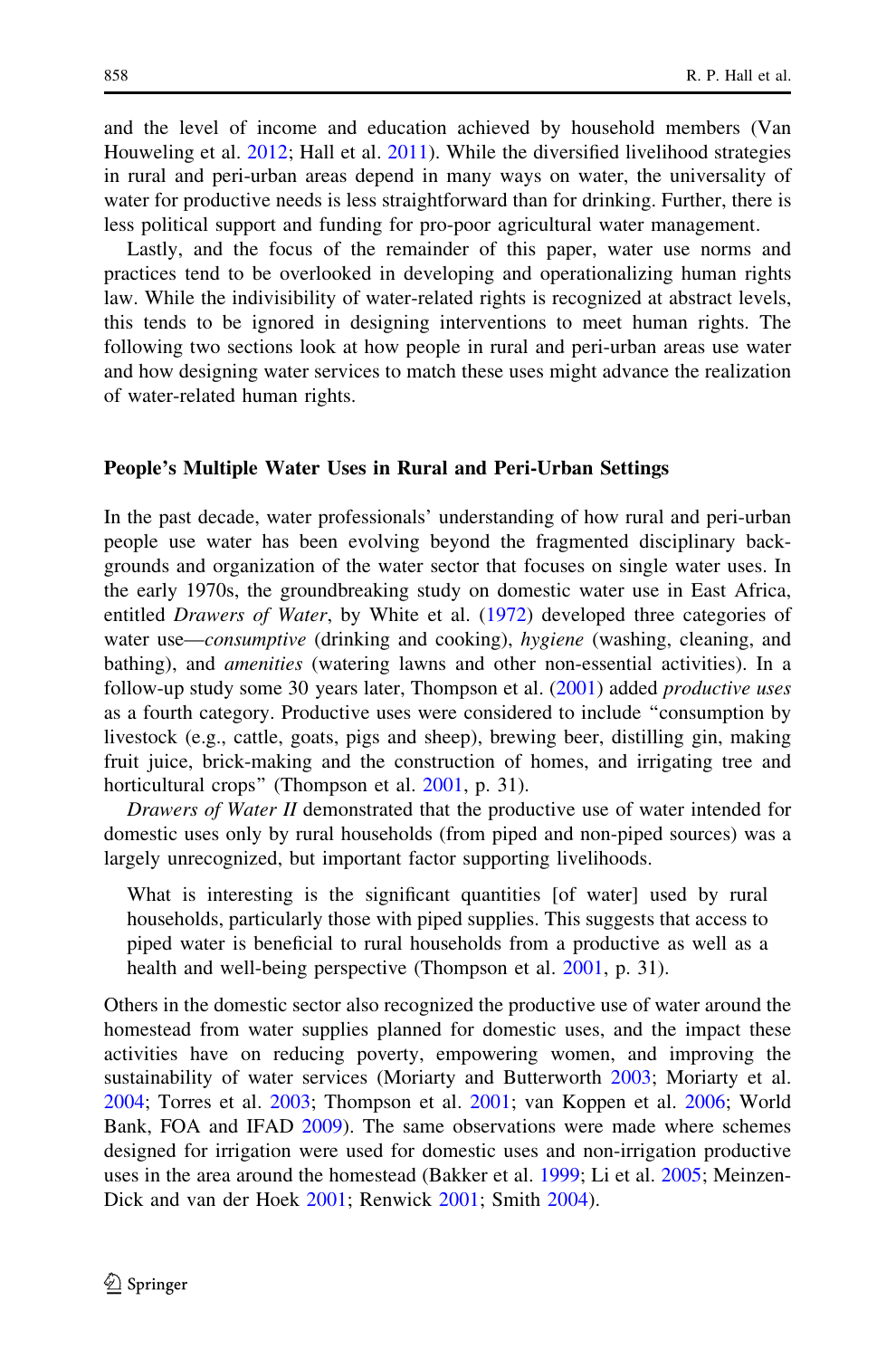and the level of income and education achieved by household members (Van Houweling et al. 2012; Hall et al. 2011). While the diversified livelihood strategies in rural and peri-urban areas depend in many ways on water, the universality of water for productive needs is less straightforward than for drinking. Further, there is less political support and funding for pro-poor agricultural water management.

Lastly, and the focus of the remainder of this paper, water use norms and practices tend to be overlooked in developing and operationalizing human rights law. While the indivisibility of water-related rights is recognized at abstract levels, this tends to be ignored in designing interventions to meet human rights. The following two sections look at how people in rural and peri-urban areas use water and how designing water services to match these uses might advance the realization of water-related human rights.

## People's Multiple Water Uses in Rural and Peri-Urban Settings

In the past decade, water professionals' understanding of how rural and peri-urban people use water has been evolving beyond the fragmented disciplinary backgrounds and organization of the water sector that focuses on single water uses. In the early 1970s, the groundbreaking study on domestic water use in East Africa, entitled *Drawers of Water*, by White et al. (1972) developed three categories of water use—*consumptive* (drinking and cooking), *hygiene* (washing, cleaning, and bathing), and *amenities* (watering lawns and other non-essential activities). In a follow-up study some 30 years later, Thompson et al. (2001) added *productive uses* as a fourth category. Productive uses were considered to include "consumption by livestock (e.g., cattle, goats, pigs and sheep), brewing beer, distilling gin, making fruit juice, brick-making and the construction of homes, and irrigating tree and horticultural crops" (Thompson et al. 2001, p. 31).

*Drawers of Water II* demonstrated that the productive use of water intended for domestic uses only by rural households (from piped and non-piped sources) was a largely unrecognized, but important factor supporting livelihoods.

> What is interesting is the significant quantities [of water] used by rural households, particularly those with piped supplies. This suggests that access to piped water is beneficial to rural households from a productive as well as a health and well-being perspective (Thompson et al. 2001, p. 31).

Others in the domestic sector also recognized the productive use of water around the homestead from water supplies planned for domestic uses, and the impact these activities have on reducing poverty, empowering women, and improving the sustainability of water services (Moriarty and Butterworth 2003; Moriarty et al. 2004; Torres et al. 2003; Thompson et al. 2001; van Koppen et al. 2006; World Bank, FOA and IFAD 2009). The same observations were made where schemes designed for irrigation were used for domestic uses and non-irrigation productive uses in the area around the homestead (Bakker et al. 1999; Li et al. 2005; Meinzen-Dick and van der Hoek 2001; Renwick 2001; Smith 2004).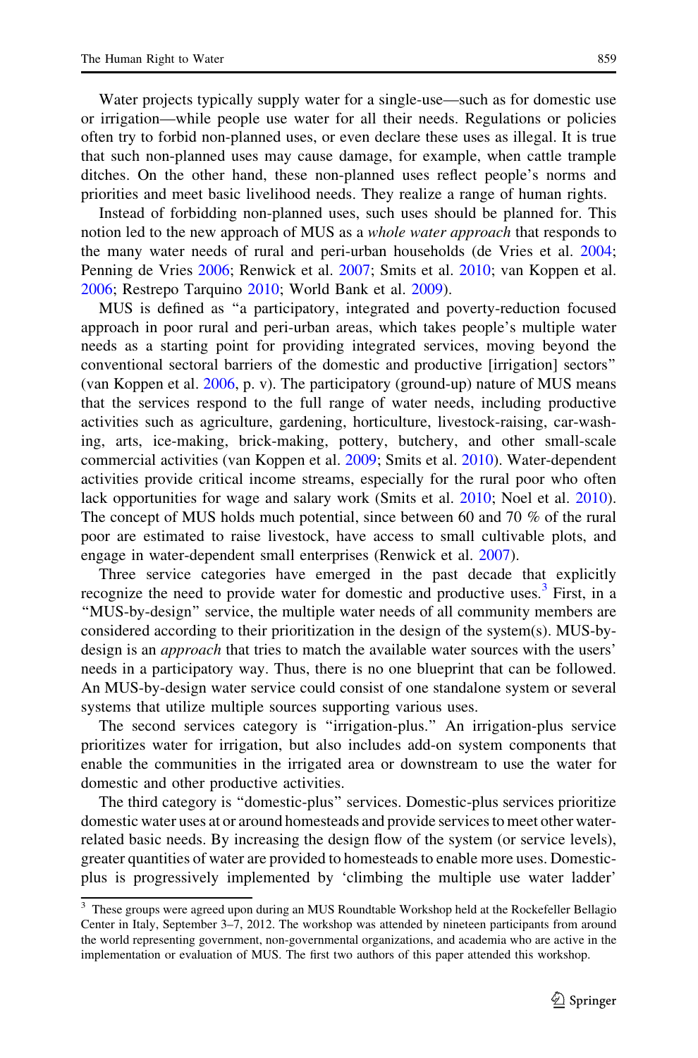Water projects typically supply water for a single-use—such as for domestic use or irrigation—while people use water for all their needs. Regulations or policies often try to forbid non-planned uses, or even declare these uses as illegal. It is true that such non-planned uses may cause damage, for example, when cattle trample ditches. On the other hand, these non-planned uses reflect people's norms and priorities and meet basic livelihood needs. They realize a range of human rights.

Instead of forbidding non-planned uses, such uses should be planned for. This notion led to the new approach of MUS as a *whole water approach* that responds to the many water needs of rural and peri-urban households (de Vries et al. 2004; Penning de Vries 2006; Renwick et al. 2007; Smits et al. 2010; van Koppen et al. 2006; Restrepo Tarquino 2010; World Bank et al. 2009).

MUS is defined as "a participatory, integrated and poverty-reduction focused approach in poor rural and peri-urban areas, which takes people's multiple water needs as a starting point for providing integrated services, moving beyond the conventional sectoral barriers of the domestic and productive [irrigation] sectors" (van Koppen et al. 2006, p. v). The participatory (ground-up) nature of MUS means that the services respond to the full range of water needs, including productive activities such as agriculture, gardening, horticulture, livestock-raising, car-washing, arts, ice-making, brick-making, pottery, butchery, and other small-scale commercial activities (van Koppen et al. 2009; Smits et al. 2010). Water-dependent activities provide critical income streams, especially for the rural poor who often lack opportunities for wage and salary work (Smits et al. 2010; Noel et al. 2010). The concept of MUS holds much potential, since between 60 and 70 % of the rural poor are estimated to raise livestock, have access to small cultivable plots, and engage in water-dependent small enterprises (Renwick et al. 2007).

Three service categories have emerged in the past decade that explicitly recognize the need to provide water for domestic and productive uses.[3] First, in a "MUS-by-design" service, the multiple water needs of all community members are considered according to their prioritization in the design of the system(s). MUS-by-design is an *approach* that tries to match the available water sources with the users' needs in a participatory way. Thus, there is no one blueprint that can be followed. An MUS-by-design water service could consist of one standalone system or several systems that utilize multiple sources supporting various uses.

The second services category is "irrigation-plus." An irrigation-plus service prioritizes water for irrigation, but also includes add-on system components that enable the communities in the irrigated area or downstream to use the water for domestic and other productive activities.

The third category is "domestic-plus" services. Domestic-plus services prioritize domestic water uses at or around homesteads and provide services to meet other water-related basic needs. By increasing the design flow of the system (or service levels), greater quantities of water are provided to homesteads to enable more uses. Domestic-plus is progressively implemented by 'climbing the multiple use water ladder'

[3] These groups were agreed upon during an MUS Roundtable Workshop held at the Rockefeller Bellagio Center in Italy, September 3–7, 2012. The workshop was attended by nineteen participants from around the world representing government, non-governmental organizations, and academia who are active in the implementation or evaluation of MUS. The first two authors of this paper attended this workshop.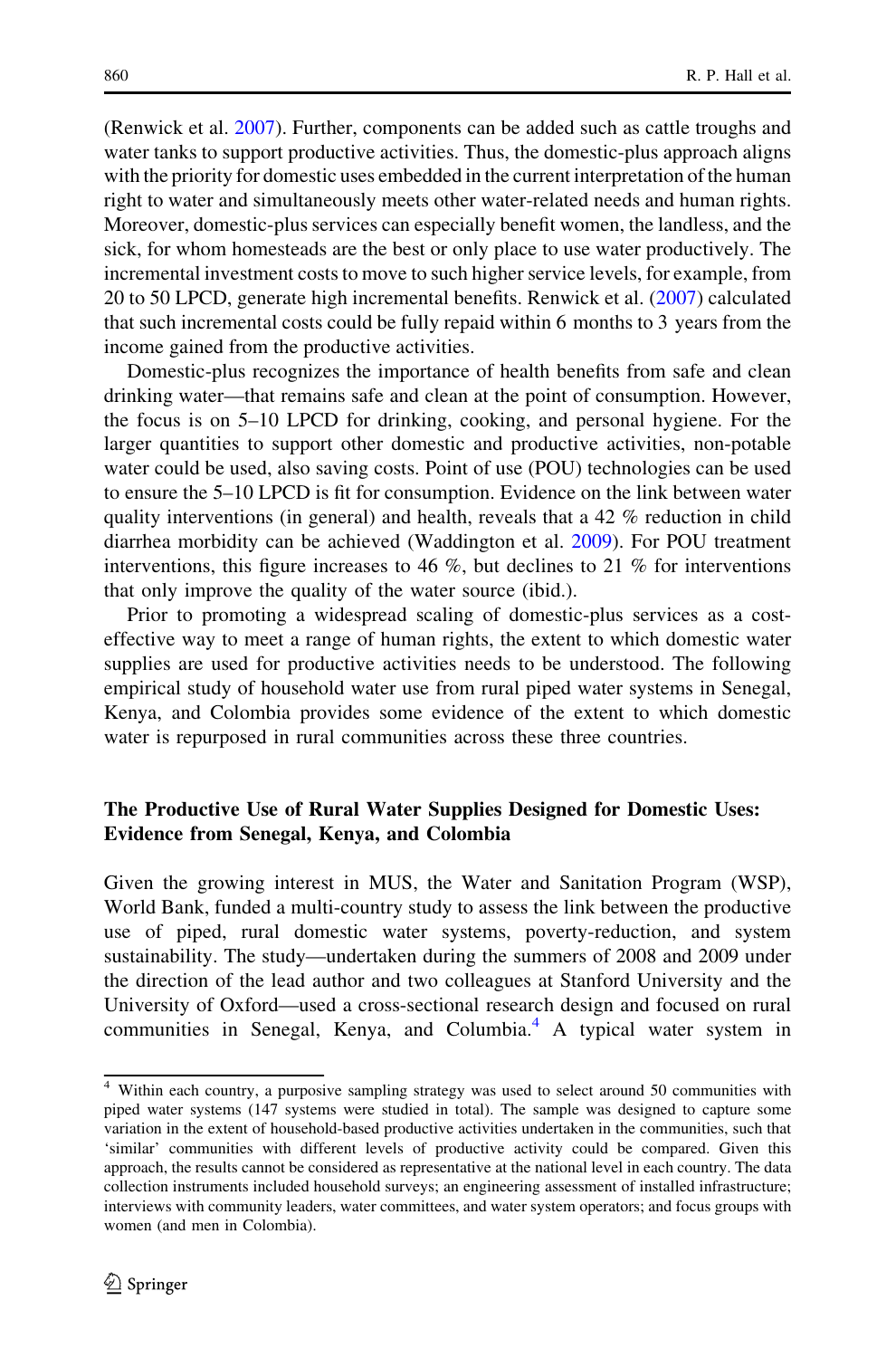(Renwick et al. 2007). Further, components can be added such as cattle troughs and water tanks to support productive activities. Thus, the domestic-plus approach aligns with the priority for domestic uses embedded in the current interpretation of the human right to water and simultaneously meets other water-related needs and human rights. Moreover, domestic-plus services can especially benefit women, the landless, and the sick, for whom homesteads are the best or only place to use water productively. The incremental investment costs to move to such higher service levels, for example, from 20 to 50 LPCD, generate high incremental benefits. Renwick et al. (2007) calculated that such incremental costs could be fully repaid within 6 months to 3 years from the income gained from the productive activities.

Domestic-plus recognizes the importance of health benefits from safe and clean drinking water—that remains safe and clean at the point of consumption. However, the focus is on 5–10 LPCD for drinking, cooking, and personal hygiene. For the larger quantities to support other domestic and productive activities, non-potable water could be used, also saving costs. Point of use (POU) technologies can be used to ensure the 5–10 LPCD is fit for consumption. Evidence on the link between water quality interventions (in general) and health, reveals that a 42 % reduction in child diarrhea morbidity can be achieved (Waddington et al. 2009). For POU treatment interventions, this figure increases to 46 %, but declines to 21 % for interventions that only improve the quality of the water source (ibid.).

Prior to promoting a widespread scaling of domestic-plus services as a cost-effective way to meet a range of human rights, the extent to which domestic water supplies are used for productive activities needs to be understood. The following empirical study of household water use from rural piped water systems in Senegal, Kenya, and Colombia provides some evidence of the extent to which domestic water is repurposed in rural communities across these three countries.

## The Productive Use of Rural Water Supplies Designed for Domestic Uses: Evidence from Senegal, Kenya, and Colombia

Given the growing interest in MUS, the Water and Sanitation Program (WSP), World Bank, funded a multi-country study to assess the link between the productive use of piped, rural domestic water systems, poverty-reduction, and system sustainability. The study—undertaken during the summers of 2008 and 2009 under the direction of the lead author and two colleagues at Stanford University and the University of Oxford—used a cross-sectional research design and focused on rural communities in Senegal, Kenya, and Columbia.[4] A typical water system in

---

[4] Within each country, a purposive sampling strategy was used to select around 50 communities with piped water systems (147 systems were studied in total). The sample was designed to capture some variation in the extent of household-based productive activities undertaken in the communities, such that 'similar' communities with different levels of productive activity could be compared. Given this approach, the results cannot be considered as representative at the national level in each country. The data collection instruments included household surveys; an engineering assessment of installed infrastructure; interviews with community leaders, water committees, and water system operators; and focus groups with women (and men in Colombia).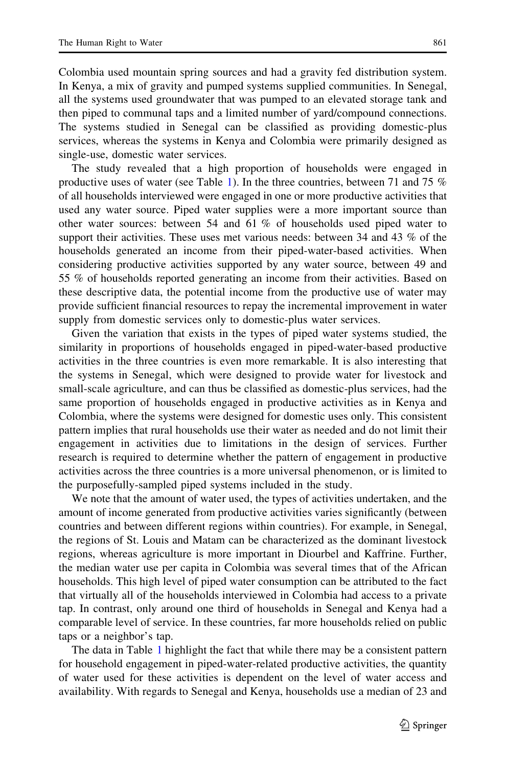Colombia used mountain spring sources and had a gravity fed distribution system. In Kenya, a mix of gravity and pumped systems supplied communities. In Senegal, all the systems used groundwater that was pumped to an elevated storage tank and then piped to communal taps and a limited number of yard/compound connections. The systems studied in Senegal can be classified as providing domestic-plus services, whereas the systems in Kenya and Colombia were primarily designed as single-use, domestic water services.

The study revealed that a high proportion of households were engaged in productive uses of water (see Table 1). In the three countries, between 71 and 75 % of all households interviewed were engaged in one or more productive activities that used any water source. Piped water supplies were a more important source than other water sources: between 54 and 61 % of households used piped water to support their activities. These uses met various needs: between 34 and 43 % of the households generated an income from their piped-water-based activities. When considering productive activities supported by any water source, between 49 and 55 % of households reported generating an income from their activities. Based on these descriptive data, the potential income from the productive use of water may provide sufficient financial resources to repay the incremental improvement in water supply from domestic services only to domestic-plus water services.

Given the variation that exists in the types of piped water systems studied, the similarity in proportions of households engaged in piped-water-based productive activities in the three countries is even more remarkable. It is also interesting that the systems in Senegal, which were designed to provide water for livestock and small-scale agriculture, and can thus be classified as domestic-plus services, had the same proportion of households engaged in productive activities as in Kenya and Colombia, where the systems were designed for domestic uses only. This consistent pattern implies that rural households use their water as needed and do not limit their engagement in activities due to limitations in the design of services. Further research is required to determine whether the pattern of engagement in productive activities across the three countries is a more universal phenomenon, or is limited to the purposefully-sampled piped systems included in the study.

We note that the amount of water used, the types of activities undertaken, and the amount of income generated from productive activities varies significantly (between countries and between different regions within countries). For example, in Senegal, the regions of St. Louis and Matam can be characterized as the dominant livestock regions, whereas agriculture is more important in Diourbel and Kaffrine. Further, the median water use per capita in Colombia was several times that of the African households. This high level of piped water consumption can be attributed to the fact that virtually all of the households interviewed in Colombia had access to a private tap. In contrast, only around one third of households in Senegal and Kenya had a comparable level of service. In these countries, far more households relied on public taps or a neighbor's tap.

The data in Table 1 highlight the fact that while there may be a consistent pattern for household engagement in piped-water-related productive activities, the quantity of water used for these activities is dependent on the level of water access and availability. With regards to Senegal and Kenya, households use a median of 23 and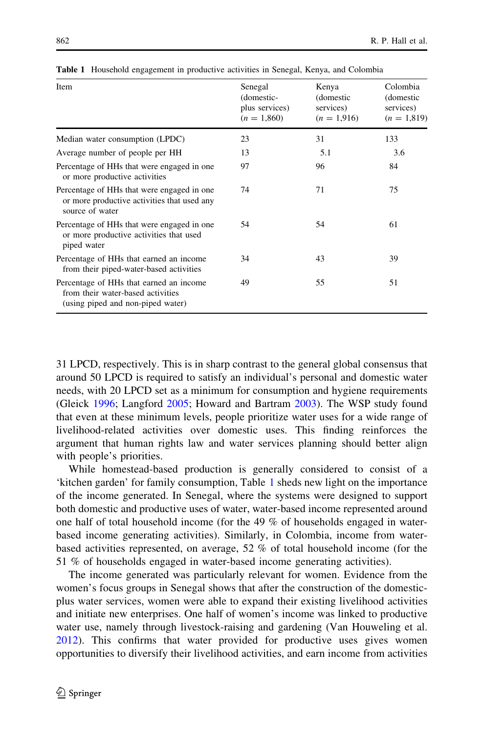**Table 1** Household engagement in productive activities in Senegal, Kenya, and Colombia

| Item | Senegal (domestic-plus services) (*n* = 1,860) | Kenya (domestic services) (*n* = 1,916) | Colombia (domestic services) (*n* = 1,819) |
|---|---|---|---|
| Median water consumption (LPDC) | 23 | 31 | 133 |
| Average number of people per HH | 13 | 5.1 | 3.6 |
| Percentage of HHs that were engaged in one or more productive activities | 97 | 96 | 84 |
| Percentage of HHs that were engaged in one or more productive activities that used any source of water | 74 | 71 | 75 |
| Percentage of HHs that were engaged in one or more productive activities that used piped water | 54 | 54 | 61 |
| Percentage of HHs that earned an income from their piped-water-based activities | 34 | 43 | 39 |
| Percentage of HHs that earned an income from their water-based activities (using piped and non-piped water) | 49 | 55 | 51 |

31 LPCD, respectively. This is in sharp contrast to the general global consensus that around 50 LPCD is required to satisfy an individual's personal and domestic water needs, with 20 LPCD set as a minimum for consumption and hygiene requirements (Gleick 1996; Langford 2005; Howard and Bartram 2003). The WSP study found that even at these minimum levels, people prioritize water uses for a wide range of livelihood-related activities over domestic uses. This finding reinforces the argument that human rights law and water services planning should better align with people's priorities.

While homestead-based production is generally considered to consist of a 'kitchen garden' for family consumption, Table 1 sheds new light on the importance of the income generated. In Senegal, where the systems were designed to support both domestic and productive uses of water, water-based income represented around one half of total household income (for the 49 % of households engaged in water-based income generating activities). Similarly, in Colombia, income from water-based activities represented, on average, 52 % of total household income (for the 51 % of households engaged in water-based income generating activities).

The income generated was particularly relevant for women. Evidence from the women's focus groups in Senegal shows that after the construction of the domestic-plus water services, women were able to expand their existing livelihood activities and initiate new enterprises. One half of women's income was linked to productive water use, namely through livestock-raising and gardening (Van Houweling et al. 2012). This confirms that water provided for productive uses gives women opportunities to diversify their livelihood activities, and earn income from activities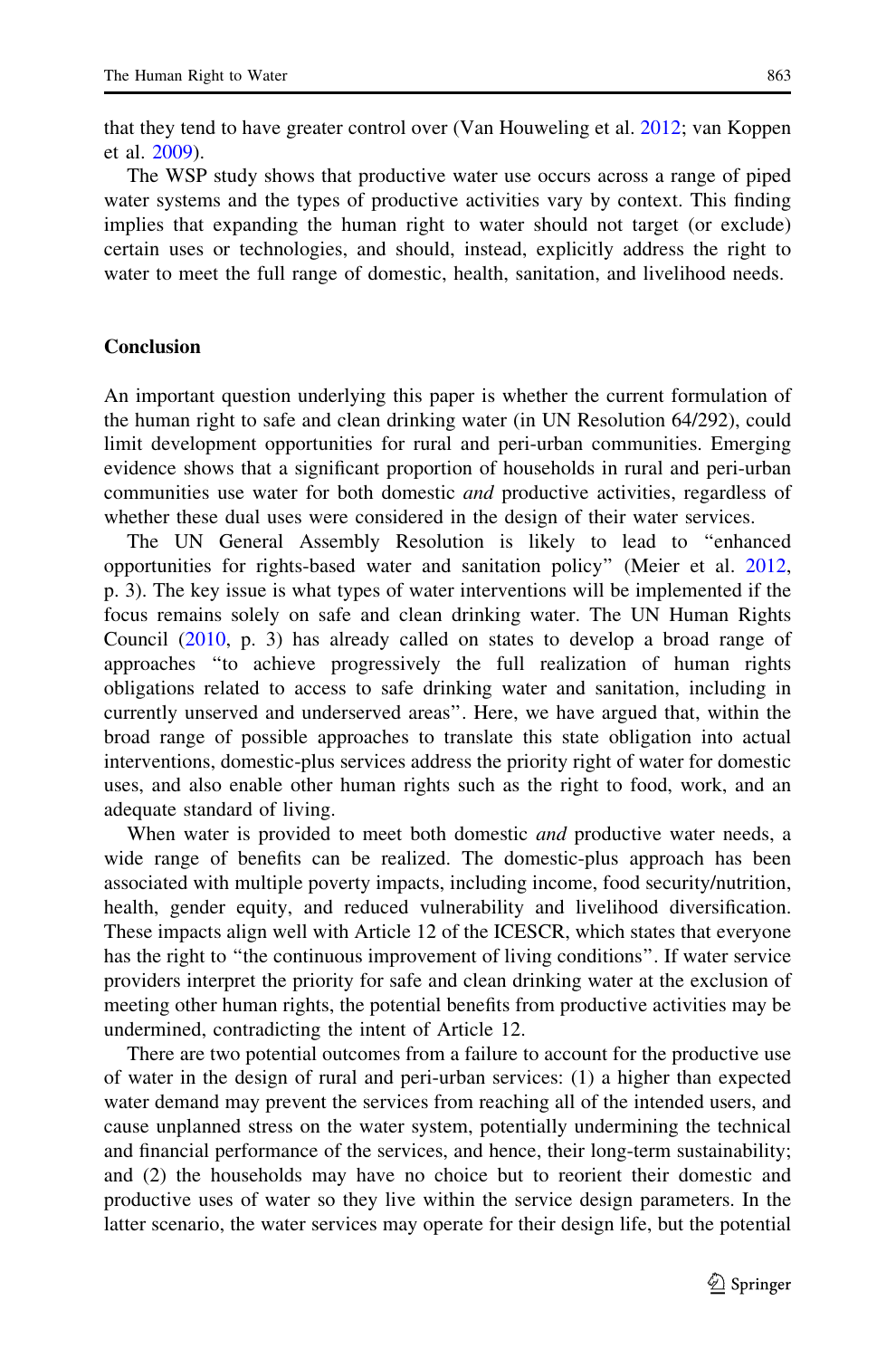that they tend to have greater control over (Van Houweling et al. 2012; van Koppen et al. 2009).

The WSP study shows that productive water use occurs across a range of piped water systems and the types of productive activities vary by context. This finding implies that expanding the human right to water should not target (or exclude) certain uses or technologies, and should, instead, explicitly address the right to water to meet the full range of domestic, health, sanitation, and livelihood needs.

## Conclusion

An important question underlying this paper is whether the current formulation of the human right to safe and clean drinking water (in UN Resolution 64/292), could limit development opportunities for rural and peri-urban communities. Emerging evidence shows that a significant proportion of households in rural and peri-urban communities use water for both domestic *and* productive activities, regardless of whether these dual uses were considered in the design of their water services.

The UN General Assembly Resolution is likely to lead to "enhanced opportunities for rights-based water and sanitation policy" (Meier et al. 2012, p. 3). The key issue is what types of water interventions will be implemented if the focus remains solely on safe and clean drinking water. The UN Human Rights Council (2010, p. 3) has already called on states to develop a broad range of approaches "to achieve progressively the full realization of human rights obligations related to access to safe drinking water and sanitation, including in currently unserved and underserved areas". Here, we have argued that, within the broad range of possible approaches to translate this state obligation into actual interventions, domestic-plus services address the priority right of water for domestic uses, and also enable other human rights such as the right to food, work, and an adequate standard of living.

When water is provided to meet both domestic *and* productive water needs, a wide range of benefits can be realized. The domestic-plus approach has been associated with multiple poverty impacts, including income, food security/nutrition, health, gender equity, and reduced vulnerability and livelihood diversification. These impacts align well with Article 12 of the ICESCR, which states that everyone has the right to "the continuous improvement of living conditions". If water service providers interpret the priority for safe and clean drinking water at the exclusion of meeting other human rights, the potential benefits from productive activities may be undermined, contradicting the intent of Article 12.

There are two potential outcomes from a failure to account for the productive use of water in the design of rural and peri-urban services: (1) a higher than expected water demand may prevent the services from reaching all of the intended users, and cause unplanned stress on the water system, potentially undermining the technical and financial performance of the services, and hence, their long-term sustainability; and (2) the households may have no choice but to reorient their domestic and productive uses of water so they live within the service design parameters. In the latter scenario, the water services may operate for their design life, but the potential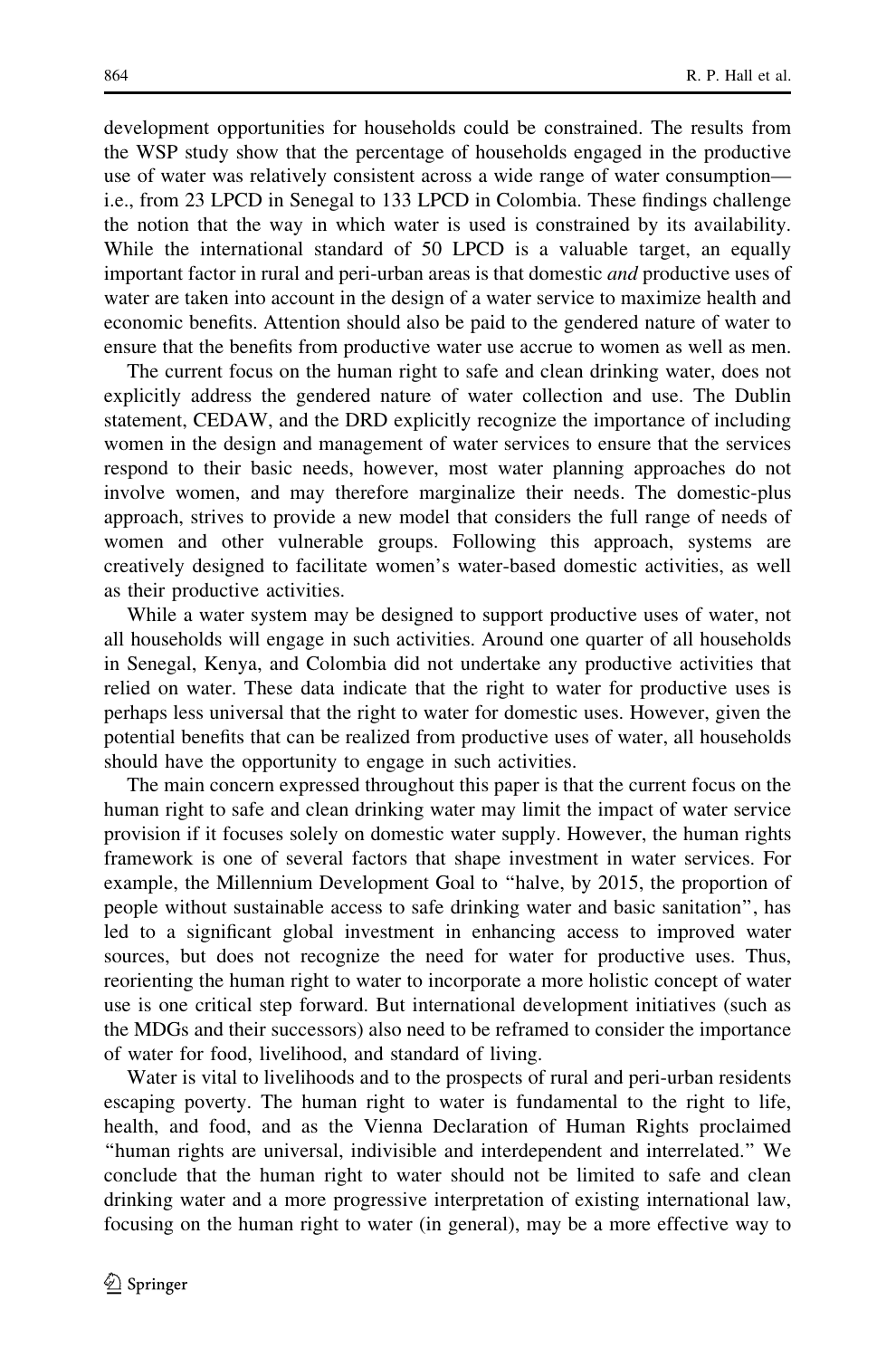development opportunities for households could be constrained. The results from the WSP study show that the percentage of households engaged in the productive use of water was relatively consistent across a wide range of water consumption—i.e., from 23 LPCD in Senegal to 133 LPCD in Colombia. These findings challenge the notion that the way in which water is used is constrained by its availability. While the international standard of 50 LPCD is a valuable target, an equally important factor in rural and peri-urban areas is that domestic *and* productive uses of water are taken into account in the design of a water service to maximize health and economic benefits. Attention should also be paid to the gendered nature of water to ensure that the benefits from productive water use accrue to women as well as men.

The current focus on the human right to safe and clean drinking water, does not explicitly address the gendered nature of water collection and use. The Dublin statement, CEDAW, and the DRD explicitly recognize the importance of including women in the design and management of water services to ensure that the services respond to their basic needs, however, most water planning approaches do not involve women, and may therefore marginalize their needs. The domestic-plus approach, strives to provide a new model that considers the full range of needs of women and other vulnerable groups. Following this approach, systems are creatively designed to facilitate women's water-based domestic activities, as well as their productive activities.

While a water system may be designed to support productive uses of water, not all households will engage in such activities. Around one quarter of all households in Senegal, Kenya, and Colombia did not undertake any productive activities that relied on water. These data indicate that the right to water for productive uses is perhaps less universal that the right to water for domestic uses. However, given the potential benefits that can be realized from productive uses of water, all households should have the opportunity to engage in such activities.

The main concern expressed throughout this paper is that the current focus on the human right to safe and clean drinking water may limit the impact of water service provision if it focuses solely on domestic water supply. However, the human rights framework is one of several factors that shape investment in water services. For example, the Millennium Development Goal to "halve, by 2015, the proportion of people without sustainable access to safe drinking water and basic sanitation", has led to a significant global investment in enhancing access to improved water sources, but does not recognize the need for water for productive uses. Thus, reorienting the human right to water to incorporate a more holistic concept of water use is one critical step forward. But international development initiatives (such as the MDGs and their successors) also need to be reframed to consider the importance of water for food, livelihood, and standard of living.

Water is vital to livelihoods and to the prospects of rural and peri-urban residents escaping poverty. The human right to water is fundamental to the right to life, health, and food, and as the Vienna Declaration of Human Rights proclaimed "human rights are universal, indivisible and interdependent and interrelated." We conclude that the human right to water should not be limited to safe and clean drinking water and a more progressive interpretation of existing international law, focusing on the human right to water (in general), may be a more effective way to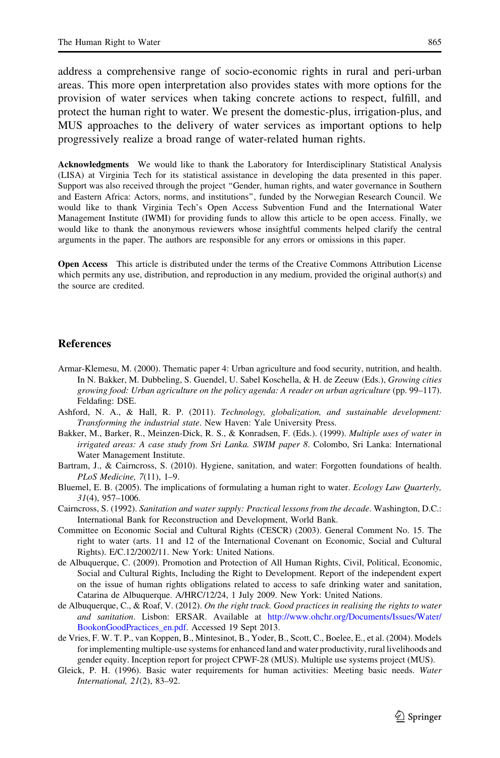address a comprehensive range of socio-economic rights in rural and peri-urban areas. This more open interpretation also provides states with more options for the provision of water services when taking concrete actions to respect, fulfill, and protect the human right to water. We present the domestic-plus, irrigation-plus, and MUS approaches to the delivery of water services as important options to help progressively realize a broad range of water-related human rights.

**Acknowledgments** We would like to thank the Laboratory for Interdisciplinary Statistical Analysis (LISA) at Virginia Tech for its statistical assistance in developing the data presented in this paper. Support was also received through the project "Gender, human rights, and water governance in Southern and Eastern Africa: Actors, norms, and institutions", funded by the Norwegian Research Council. We would like to thank Virginia Tech's Open Access Subvention Fund and the International Water Management Institute (IWMI) for providing funds to allow this article to be open access. Finally, we would like to thank the anonymous reviewers whose insightful comments helped clarify the central arguments in the paper. The authors are responsible for any errors or omissions in this paper.

**Open Access** This article is distributed under the terms of the Creative Commons Attribution License which permits any use, distribution, and reproduction in any medium, provided the original author(s) and the source are credited.

## References

Armar-Klemesu, M. (2000). Thematic paper 4: Urban agriculture and food security, nutrition, and health. In N. Bakker, M. Dubbeling, S. Guendel, U. Sabel Koschella, & H. de Zeeuw (Eds.), *Growing cities growing food: Urban agriculture on the policy agenda: A reader on urban agriculture* (pp. 99–117). Feldafing: DSE.

Ashford, N. A., & Hall, R. P. (2011). *Technology, globalization, and sustainable development: Transforming the industrial state*. New Haven: Yale University Press.

Bakker, M., Barker, R., Meinzen-Dick, R. S., & Konradsen, F. (Eds.). (1999). *Multiple uses of water in irrigated areas: A case study from Sri Lanka. SWIM paper 8*. Colombo, Sri Lanka: International Water Management Institute.

Bartram, J., & Cairncross, S. (2010). Hygiene, sanitation, and water: Forgotten foundations of health. *PLoS Medicine, 7*(11), 1–9.

Bluemel, E. B. (2005). The implications of formulating a human right to water. *Ecology Law Quarterly, 31*(4), 957–1006.

Cairncross, S. (1992). *Sanitation and water supply: Practical lessons from the decade*. Washington, D.C.: International Bank for Reconstruction and Development, World Bank.

Committee on Economic Social and Cultural Rights (CESCR) (2003). General Comment No. 15. The right to water (arts. 11 and 12 of the International Covenant on Economic, Social and Cultural Rights). E/C.12/2002/11. New York: United Nations.

de Albuquerque, C. (2009). Promotion and Protection of All Human Rights, Civil, Political, Economic, Social and Cultural Rights, Including the Right to Development. Report of the independent expert on the issue of human rights obligations related to access to safe drinking water and sanitation, Catarina de Albuquerque. A/HRC/12/24, 1 July 2009. New York: United Nations.

de Albuquerque, C., & Roaf, V. (2012). *On the right track. Good practices in realising the rights to water and sanitation*. Lisbon: ERSAR. Available at http://www.ohchr.org/Documents/Issues/Water/BookonGoodPractices_en.pdf. Accessed 19 Sept 2013.

de Vries, F. W. T. P., van Koppen, B., Mintesinot, B., Yoder, B., Scott, C., Boelee, E., et al. (2004). Models for implementing multiple-use systems for enhanced land and water productivity, rural livelihoods and gender equity. Inception report for project CPWF-28 (MUS). Multiple use systems project (MUS).

Gleick, P. H. (1996). Basic water requirements for human activities: Meeting basic needs. *Water International, 21*(2), 83–92.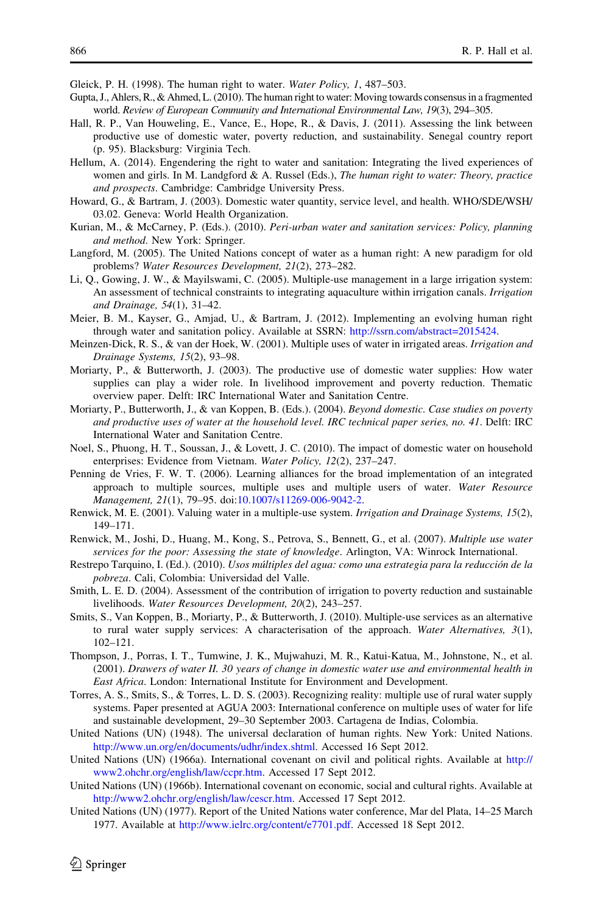Gleick, P. H. (1998). The human right to water. *Water Policy, 1*, 487–503.

Gupta, J., Ahlers, R., & Ahmed, L. (2010). The human right to water: Moving towards consensus in a fragmented world. *Review of European Community and International Environmental Law, 19*(3), 294–305.

Hall, R. P., Van Houweling, E., Vance, E., Hope, R., & Davis, J. (2011). Assessing the link between productive use of domestic water, poverty reduction, and sustainability. Senegal country report (p. 95). Blacksburg: Virginia Tech.

Hellum, A. (2014). Engendering the right to water and sanitation: Integrating the lived experiences of women and girls. In M. Landgford & A. Russel (Eds.), *The human right to water: Theory, practice and prospects*. Cambridge: Cambridge University Press.

Howard, G., & Bartram, J. (2003). Domestic water quantity, service level, and health. WHO/SDE/WSH/03.02. Geneva: World Health Organization.

Kurian, M., & McCarney, P. (Eds.). (2010). *Peri-urban water and sanitation services: Policy, planning and method*. New York: Springer.

Langford, M. (2005). The United Nations concept of water as a human right: A new paradigm for old problems? *Water Resources Development, 21*(2), 273–282.

Li, Q., Gowing, J. W., & Mayilswami, C. (2005). Multiple-use management in a large irrigation system: An assessment of technical constraints to integrating aquaculture within irrigation canals. *Irrigation and Drainage, 54*(1), 31–42.

Meier, B. M., Kayser, G., Amjad, U., & Bartram, J. (2012). Implementing an evolving human right through water and sanitation policy. Available at SSRN: http://ssrn.com/abstract=2015424.

Meinzen-Dick, R. S., & van der Hoek, W. (2001). Multiple uses of water in irrigated areas. *Irrigation and Drainage Systems, 15*(2), 93–98.

Moriarty, P., & Butterworth, J. (2003). The productive use of domestic water supplies: How water supplies can play a wider role. In livelihood improvement and poverty reduction. Thematic overview paper. Delft: IRC International Water and Sanitation Centre.

Moriarty, P., Butterworth, J., & van Koppen, B. (Eds.). (2004). *Beyond domestic. Case studies on poverty and productive uses of water at the household level. IRC technical paper series, no. 41*. Delft: IRC International Water and Sanitation Centre.

Noel, S., Phuong, H. T., Soussan, J., & Lovett, J. C. (2010). The impact of domestic water on household enterprises: Evidence from Vietnam. *Water Policy, 12*(2), 237–247.

Penning de Vries, F. W. T. (2006). Learning alliances for the broad implementation of an integrated approach to multiple sources, multiple uses and multiple users of water. *Water Resource Management, 21*(1), 79–95. doi:10.1007/s11269-006-9042-2.

Renwick, M. E. (2001). Valuing water in a multiple-use system. *Irrigation and Drainage Systems, 15*(2), 149–171.

Renwick, M., Joshi, D., Huang, M., Kong, S., Petrova, S., Bennett, G., et al. (2007). *Multiple use water services for the poor: Assessing the state of knowledge*. Arlington, VA: Winrock International.

Restrepo Tarquino, I. (Ed.). (2010). *Usos múltiples del agua: como una estrategia para la reducción de la pobreza*. Cali, Colombia: Universidad del Valle.

Smith, L. E. D. (2004). Assessment of the contribution of irrigation to poverty reduction and sustainable livelihoods. *Water Resources Development, 20*(2), 243–257.

Smits, S., Van Koppen, B., Moriarty, P., & Butterworth, J. (2010). Multiple-use services as an alternative to rural water supply services: A characterisation of the approach. *Water Alternatives, 3*(1), 102–121.

Thompson, J., Porras, I. T., Tumwine, J. K., Mujwahuzi, M. R., Katui-Katua, M., Johnstone, N., et al. (2001). *Drawers of water II. 30 years of change in domestic water use and environmental health in East Africa*. London: International Institute for Environment and Development.

Torres, A. S., Smits, S., & Torres, L. D. S. (2003). Recognizing reality: multiple use of rural water supply systems. Paper presented at AGUA 2003: International conference on multiple uses of water for life and sustainable development, 29–30 September 2003. Cartagena de Indias, Colombia.

United Nations (UN) (1948). The universal declaration of human rights. New York: United Nations. http://www.un.org/en/documents/udhr/index.shtml. Accessed 16 Sept 2012.

United Nations (UN) (1966a). International covenant on civil and political rights. Available at http://www2.ohchr.org/english/law/ccpr.htm. Accessed 17 Sept 2012.

United Nations (UN) (1966b). International covenant on economic, social and cultural rights. Available at http://www2.ohchr.org/english/law/cescr.htm. Accessed 17 Sept 2012.

United Nations (UN) (1977). Report of the United Nations water conference, Mar del Plata, 14–25 March 1977. Available at http://www.ielrc.org/content/e7701.pdf. Accessed 18 Sept 2012.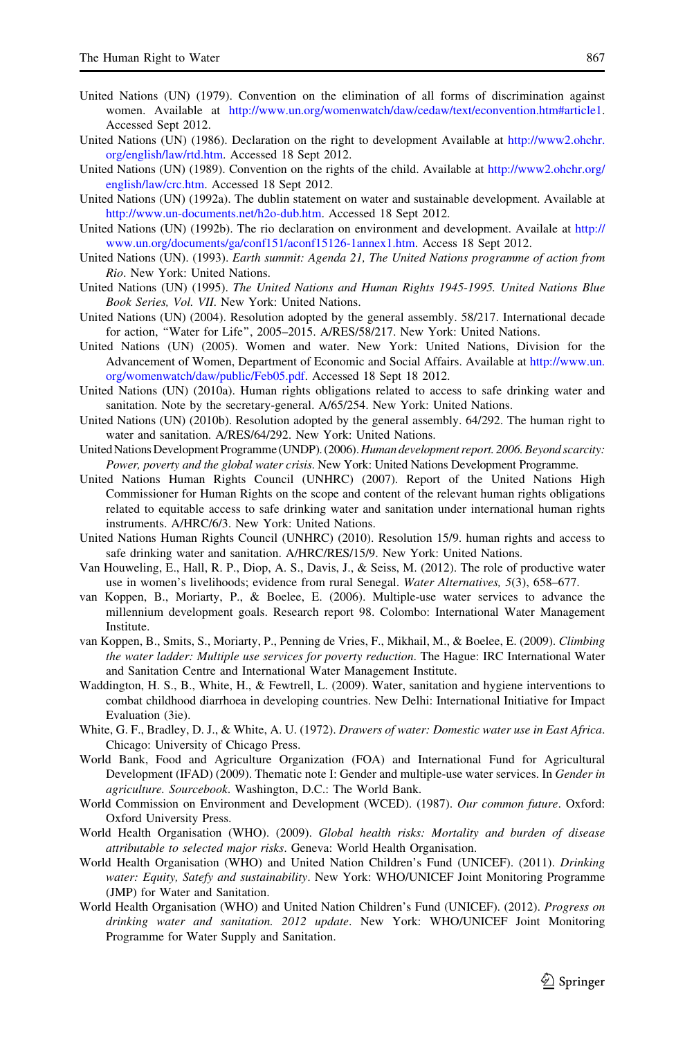United Nations (UN) (1979). Convention on the elimination of all forms of discrimination against women. Available at http://www.un.org/womenwatch/daw/cedaw/text/econvention.htm#article1. Accessed Sept 2012.

United Nations (UN) (1986). Declaration on the right to development Available at http://www2.ohchr.org/english/law/rtd.htm. Accessed 18 Sept 2012.

United Nations (UN) (1989). Convention on the rights of the child. Available at http://www2.ohchr.org/english/law/crc.htm. Accessed 18 Sept 2012.

United Nations (UN) (1992a). The dublin statement on water and sustainable development. Available at http://www.un-documents.net/h2o-dub.htm. Accessed 18 Sept 2012.

United Nations (UN) (1992b). The rio declaration on environment and development. Availale at http://www.un.org/documents/ga/conf151/aconf15126-1annex1.htm. Access 18 Sept 2012.

United Nations (UN). (1993). *Earth summit: Agenda 21, The United Nations programme of action from Rio*. New York: United Nations.

United Nations (UN) (1995). *The United Nations and Human Rights 1945-1995. United Nations Blue Book Series, Vol. VII*. New York: United Nations.

United Nations (UN) (2004). Resolution adopted by the general assembly. 58/217. International decade for action, "Water for Life", 2005–2015. A/RES/58/217. New York: United Nations.

United Nations (UN) (2005). Women and water. New York: United Nations, Division for the Advancement of Women, Department of Economic and Social Affairs. Available at http://www.un.org/womenwatch/daw/public/Feb05.pdf. Accessed 18 Sept 18 2012.

United Nations (UN) (2010a). Human rights obligations related to access to safe drinking water and sanitation. Note by the secretary-general. A/65/254. New York: United Nations.

United Nations (UN) (2010b). Resolution adopted by the general assembly. 64/292. The human right to water and sanitation. A/RES/64/292. New York: United Nations.

United Nations Development Programme (UNDP). (2006). *Human development report. 2006. Beyond scarcity: Power, poverty and the global water crisis*. New York: United Nations Development Programme.

United Nations Human Rights Council (UNHRC) (2007). Report of the United Nations High Commissioner for Human Rights on the scope and content of the relevant human rights obligations related to equitable access to safe drinking water and sanitation under international human rights instruments. A/HRC/6/3. New York: United Nations.

United Nations Human Rights Council (UNHRC) (2010). Resolution 15/9. human rights and access to safe drinking water and sanitation. A/HRC/RES/15/9. New York: United Nations.

Van Houweling, E., Hall, R. P., Diop, A. S., Davis, J., & Seiss, M. (2012). The role of productive water use in women's livelihoods; evidence from rural Senegal. *Water Alternatives, 5*(3), 658–677.

van Koppen, B., Moriarty, P., & Boelee, E. (2006). Multiple-use water services to advance the millennium development goals. Research report 98. Colombo: International Water Management Institute.

van Koppen, B., Smits, S., Moriarty, P., Penning de Vries, F., Mikhail, M., & Boelee, E. (2009). *Climbing the water ladder: Multiple use services for poverty reduction*. The Hague: IRC International Water and Sanitation Centre and International Water Management Institute.

Waddington, H. S., B., White, H., & Fewtrell, L. (2009). Water, sanitation and hygiene interventions to combat childhood diarrhoea in developing countries. New Delhi: International Initiative for Impact Evaluation (3ie).

White, G. F., Bradley, D. J., & White, A. U. (1972). *Drawers of water: Domestic water use in East Africa*. Chicago: University of Chicago Press.

World Bank, Food and Agriculture Organization (FOA) and International Fund for Agricultural Development (IFAD) (2009). Thematic note I: Gender and multiple-use water services. In *Gender in agriculture. Sourcebook*. Washington, D.C.: The World Bank.

World Commission on Environment and Development (WCED). (1987). *Our common future*. Oxford: Oxford University Press.

World Health Organisation (WHO). (2009). *Global health risks: Mortality and burden of disease attributable to selected major risks*. Geneva: World Health Organisation.

World Health Organisation (WHO) and United Nation Children's Fund (UNICEF). (2011). *Drinking water: Equity, Satefy and sustainability*. New York: WHO/UNICEF Joint Monitoring Programme (JMP) for Water and Sanitation.

World Health Organisation (WHO) and United Nation Children's Fund (UNICEF). (2012). *Progress on drinking water and sanitation. 2012 update*. New York: WHO/UNICEF Joint Monitoring Programme for Water Supply and Sanitation.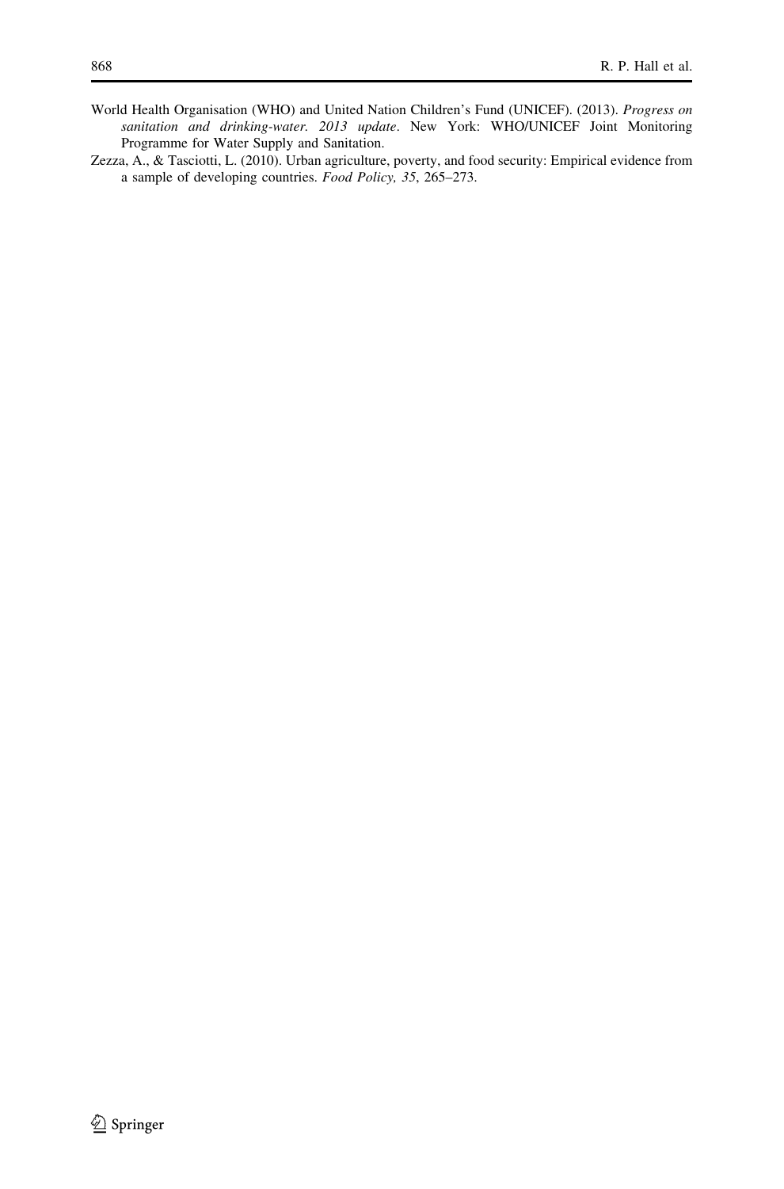World Health Organisation (WHO) and United Nation Children's Fund (UNICEF). (2013). *Progress on sanitation and drinking-water. 2013 update*. New York: WHO/UNICEF Joint Monitoring Programme for Water Supply and Sanitation.

Zezza, A., & Tasciotti, L. (2010). Urban agriculture, poverty, and food security: Empirical evidence from a sample of developing countries. *Food Policy, 35*, 265–273.